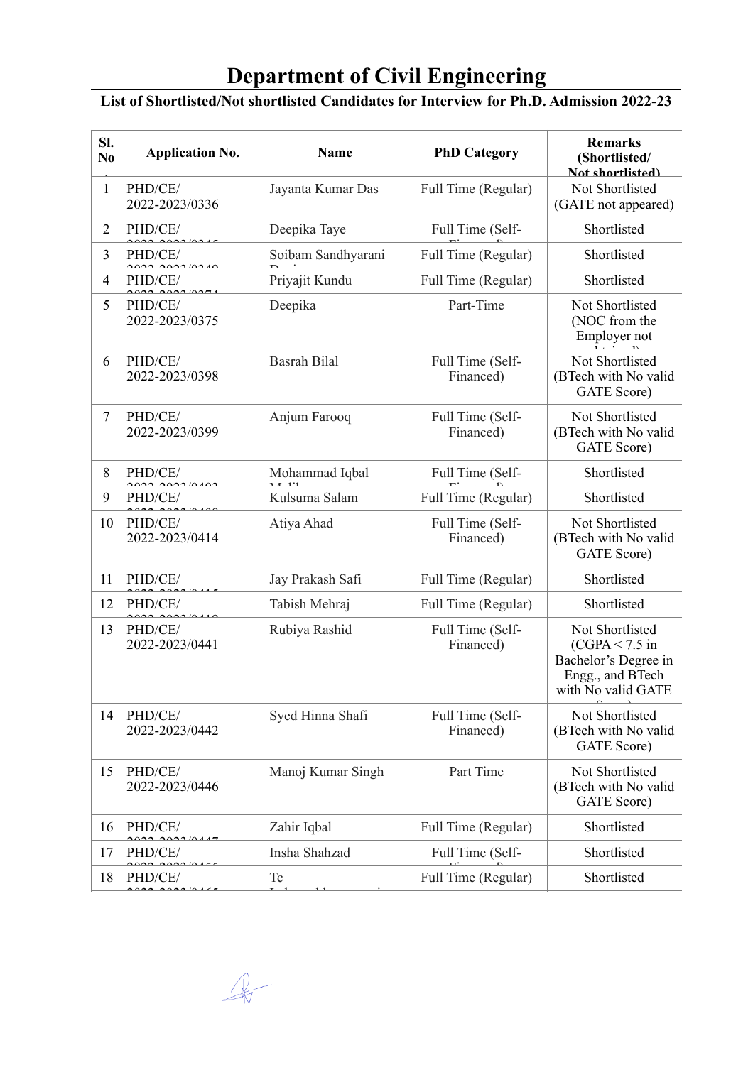# Department of Civil Engineering

**List of Shortlisted/Not shortlisted Candidates for Interview for Ph.D. Admission 2022-23**

| Sl. No. | Application No. | Name | PhD Category | Remarks (Shortlisted/ Not shortlisted) |
|---|---|---|---|---|
| 1 | PHD/CE/ 2022-2023/0336 | Jayanta Kumar Das | Full Time (Regular) | Not Shortlisted (GATE not appeared) |
| 2 | PHD/CE/ | Deepika Taye | Full Time (Self-Financed) | Shortlisted |
| 3 | PHD/CE/ | Soibam Sandhyarani | Full Time (Regular) | Shortlisted |
| 4 | PHD/CE/ | Priyajit Kundu | Full Time (Regular) | Shortlisted |
| 5 | PHD/CE/ 2022-2023/0375 | Deepika | Part-Time | Not Shortlisted (NOC from the Employer not |
| 6 | PHD/CE/ 2022-2023/0398 | Basrah Bilal | Full Time (Self-Financed) | Not Shortlisted (BTech with No valid GATE Score) |
| 7 | PHD/CE/ 2022-2023/0399 | Anjum Farooq | Full Time (Self-Financed) | Not Shortlisted (BTech with No valid GATE Score) |
| 8 | PHD/CE/ | Mohammad Iqbal | Full Time (Self-Financed) | Shortlisted |
| 9 | PHD/CE/ | Kulsuma Salam | Full Time (Regular) | Shortlisted |
| 10 | PHD/CE/ 2022-2023/0414 | Atiya Ahad | Full Time (Self-Financed) | Not Shortlisted (BTech with No valid GATE Score) |
| 11 | PHD/CE/ | Jay Prakash Safi | Full Time (Regular) | Shortlisted |
| 12 | PHD/CE/ | Tabish Mehraj | Full Time (Regular) | Shortlisted |
| 13 | PHD/CE/ 2022-2023/0441 | Rubiya Rashid | Full Time (Self-Financed) | Not Shortlisted (CGPA < 7.5 in Bachelor's Degree in Engg., and BTech with No valid GATE Score) |
| 14 | PHD/CE/ 2022-2023/0442 | Syed Hinna Shafi | Full Time (Self-Financed) | Not Shortlisted (BTech with No valid GATE Score) |
| 15 | PHD/CE/ 2022-2023/0446 | Manoj Kumar Singh | Part Time | Not Shortlisted (BTech with No valid GATE Score) |
| 16 | PHD/CE/ | Zahir Iqbal | Full Time (Regular) | Shortlisted |
| 17 | PHD/CE/ | Insha Shahzad | Full Time (Self-Financed) | Shortlisted |
| 18 | PHD/CE/ | Tc | Full Time (Regular) | Shortlisted |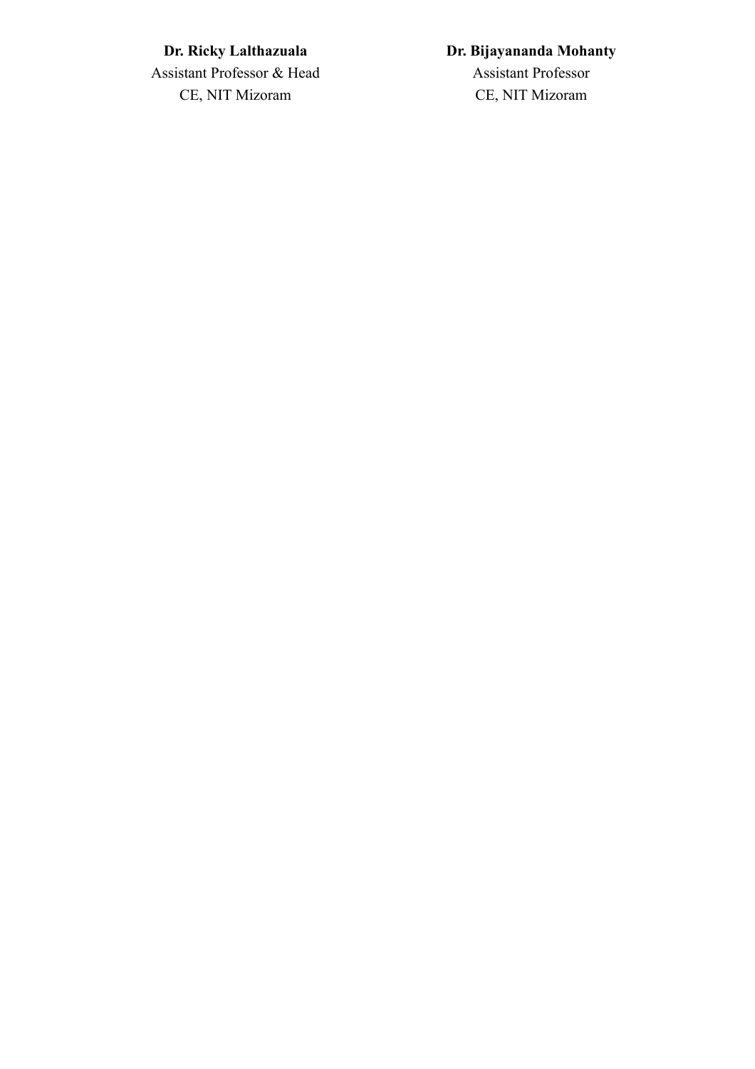**Dr. Ricky Lalthazuala**
Assistant Professor & Head
CE, NIT Mizoram

**Dr. Bijayananda Mohanty**
Assistant Professor
CE, NIT Mizoram